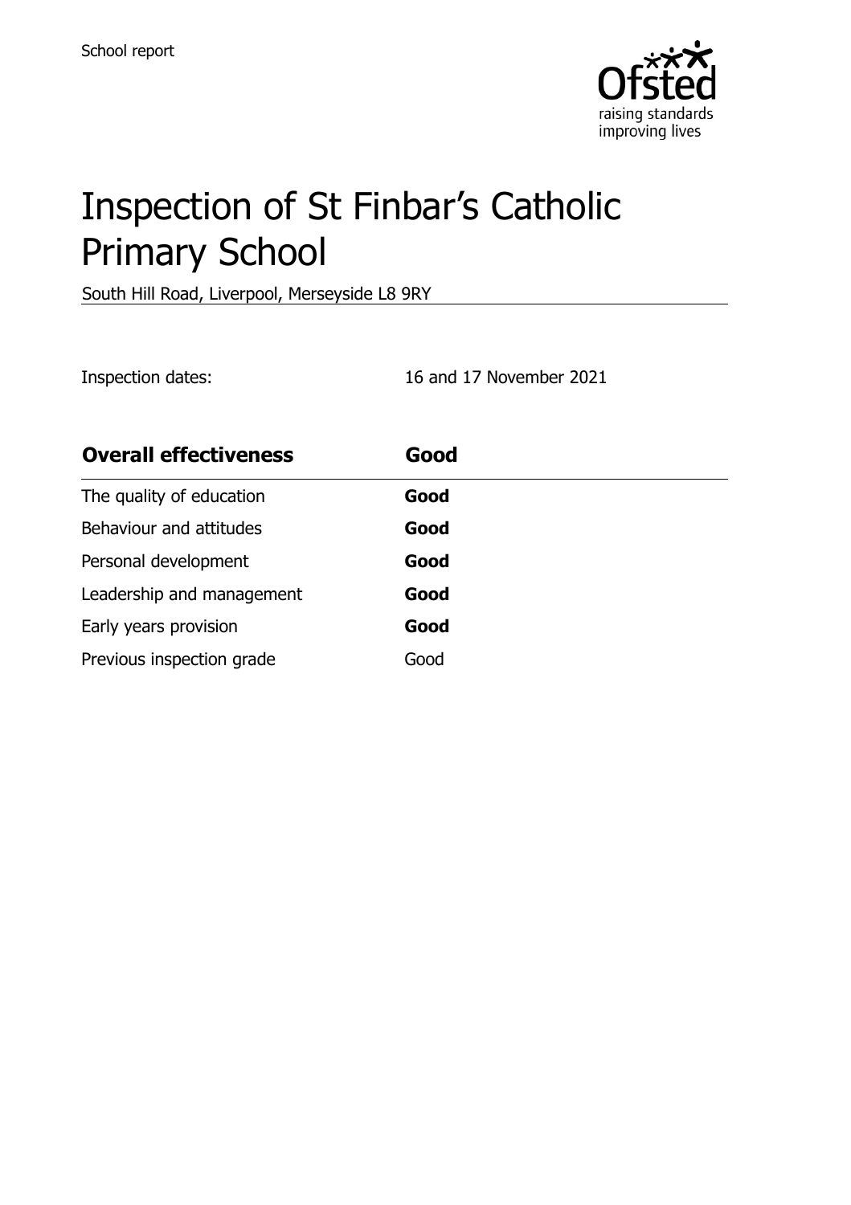School report

# Inspection of St Finbar's Catholic Primary School

South Hill Road, Liverpool, Merseyside L8 9RY

Inspection dates: 16 and 17 November 2021

| **Overall effectiveness** | **Good** |
| --- | --- |
| The quality of education | **Good** |
| Behaviour and attitudes | **Good** |
| Personal development | **Good** |
| Leadership and management | **Good** |
| Early years provision | **Good** |
| Previous inspection grade | Good |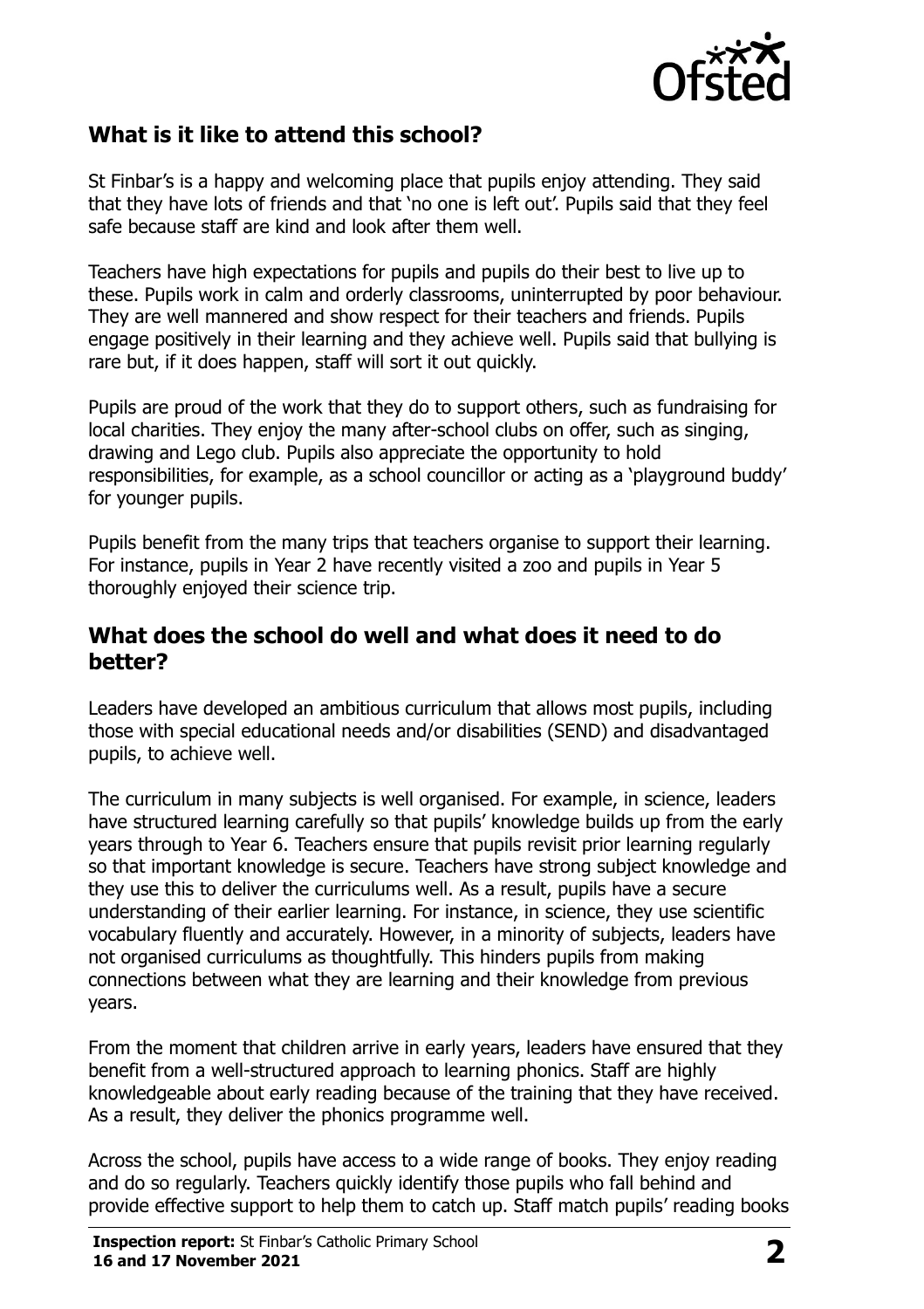## What is it like to attend this school?

St Finbar's is a happy and welcoming place that pupils enjoy attending. They said that they have lots of friends and that 'no one is left out'. Pupils said that they feel safe because staff are kind and look after them well.

Teachers have high expectations for pupils and pupils do their best to live up to these. Pupils work in calm and orderly classrooms, uninterrupted by poor behaviour. They are well mannered and show respect for their teachers and friends. Pupils engage positively in their learning and they achieve well. Pupils said that bullying is rare but, if it does happen, staff will sort it out quickly.

Pupils are proud of the work that they do to support others, such as fundraising for local charities. They enjoy the many after-school clubs on offer, such as singing, drawing and Lego club. Pupils also appreciate the opportunity to hold responsibilities, for example, as a school councillor or acting as a 'playground buddy' for younger pupils.

Pupils benefit from the many trips that teachers organise to support their learning. For instance, pupils in Year 2 have recently visited a zoo and pupils in Year 5 thoroughly enjoyed their science trip.

## What does the school do well and what does it need to do better?

Leaders have developed an ambitious curriculum that allows most pupils, including those with special educational needs and/or disabilities (SEND) and disadvantaged pupils, to achieve well.

The curriculum in many subjects is well organised. For example, in science, leaders have structured learning carefully so that pupils' knowledge builds up from the early years through to Year 6. Teachers ensure that pupils revisit prior learning regularly so that important knowledge is secure. Teachers have strong subject knowledge and they use this to deliver the curriculums well. As a result, pupils have a secure understanding of their earlier learning. For instance, in science, they use scientific vocabulary fluently and accurately. However, in a minority of subjects, leaders have not organised curriculums as thoughtfully. This hinders pupils from making connections between what they are learning and their knowledge from previous years.

From the moment that children arrive in early years, leaders have ensured that they benefit from a well-structured approach to learning phonics. Staff are highly knowledgeable about early reading because of the training that they have received. As a result, they deliver the phonics programme well.

Across the school, pupils have access to a wide range of books. They enjoy reading and do so regularly. Teachers quickly identify those pupils who fall behind and provide effective support to help them to catch up. Staff match pupils' reading books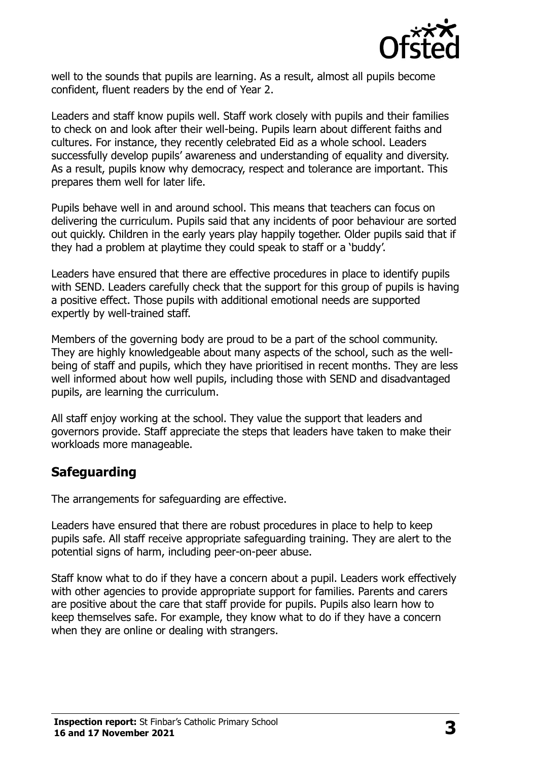well to the sounds that pupils are learning. As a result, almost all pupils become confident, fluent readers by the end of Year 2.

Leaders and staff know pupils well. Staff work closely with pupils and their families to check on and look after their well-being. Pupils learn about different faiths and cultures. For instance, they recently celebrated Eid as a whole school. Leaders successfully develop pupils' awareness and understanding of equality and diversity. As a result, pupils know why democracy, respect and tolerance are important. This prepares them well for later life.

Pupils behave well in and around school. This means that teachers can focus on delivering the curriculum. Pupils said that any incidents of poor behaviour are sorted out quickly. Children in the early years play happily together. Older pupils said that if they had a problem at playtime they could speak to staff or a 'buddy'.

Leaders have ensured that there are effective procedures in place to identify pupils with SEND. Leaders carefully check that the support for this group of pupils is having a positive effect. Those pupils with additional emotional needs are supported expertly by well-trained staff.

Members of the governing body are proud to be a part of the school community. They are highly knowledgeable about many aspects of the school, such as the well-being of staff and pupils, which they have prioritised in recent months. They are less well informed about how well pupils, including those with SEND and disadvantaged pupils, are learning the curriculum.

All staff enjoy working at the school. They value the support that leaders and governors provide. Staff appreciate the steps that leaders have taken to make their workloads more manageable.

## Safeguarding

The arrangements for safeguarding are effective.

Leaders have ensured that there are robust procedures in place to help to keep pupils safe. All staff receive appropriate safeguarding training. They are alert to the potential signs of harm, including peer-on-peer abuse.

Staff know what to do if they have a concern about a pupil. Leaders work effectively with other agencies to provide appropriate support for families. Parents and carers are positive about the care that staff provide for pupils. Pupils also learn how to keep themselves safe. For example, they know what to do if they have a concern when they are online or dealing with strangers.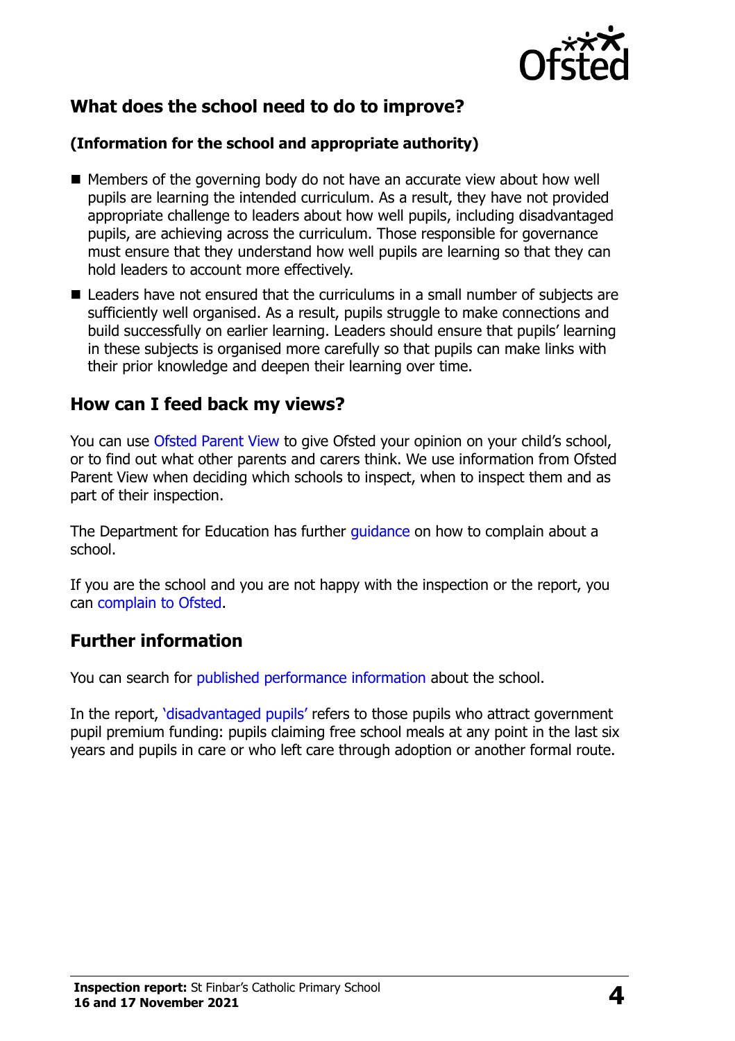## What does the school need to do to improve?

**(Information for the school and appropriate authority)**

- Members of the governing body do not have an accurate view about how well pupils are learning the intended curriculum. As a result, they have not provided appropriate challenge to leaders about how well pupils, including disadvantaged pupils, are achieving across the curriculum. Those responsible for governance must ensure that they understand how well pupils are learning so that they can hold leaders to account more effectively.
- Leaders have not ensured that the curriculums in a small number of subjects are sufficiently well organised. As a result, pupils struggle to make connections and build successfully on earlier learning. Leaders should ensure that pupils' learning in these subjects is organised more carefully so that pupils can make links with their prior knowledge and deepen their learning over time.

## How can I feed back my views?

You can use Ofsted Parent View to give Ofsted your opinion on your child's school, or to find out what other parents and carers think. We use information from Ofsted Parent View when deciding which schools to inspect, when to inspect them and as part of their inspection.

The Department for Education has further guidance on how to complain about a school.

If you are the school and you are not happy with the inspection or the report, you can complain to Ofsted.

## Further information

You can search for published performance information about the school.

In the report, 'disadvantaged pupils' refers to those pupils who attract government pupil premium funding: pupils claiming free school meals at any point in the last six years and pupils in care or who left care through adoption or another formal route.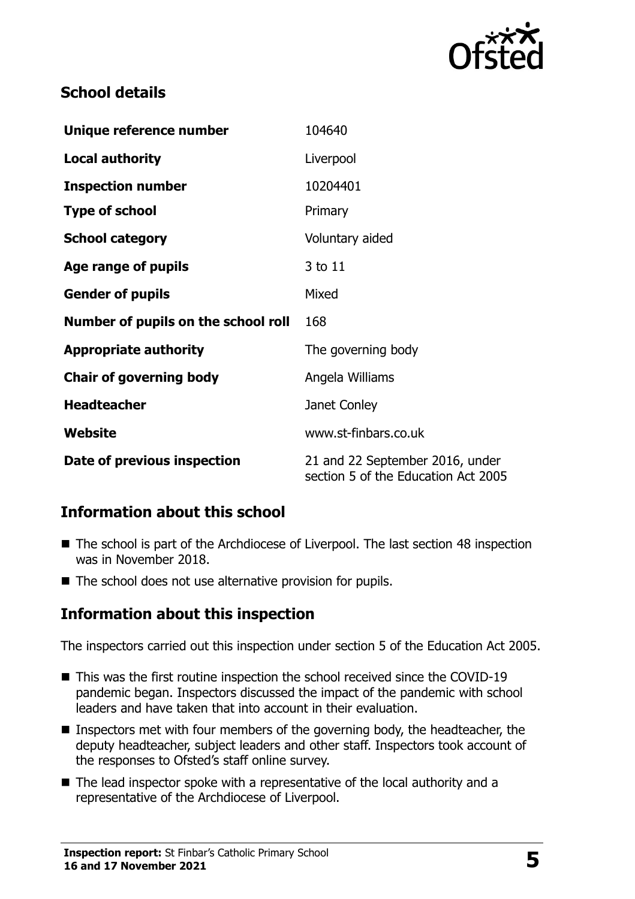## School details

| | |
|---|---|
| **Unique reference number** | 104640 |
| **Local authority** | Liverpool |
| **Inspection number** | 10204401 |
| **Type of school** | Primary |
| **School category** | Voluntary aided |
| **Age range of pupils** | 3 to 11 |
| **Gender of pupils** | Mixed |
| **Number of pupils on the school roll** | 168 |
| **Appropriate authority** | The governing body |
| **Chair of governing body** | Angela Williams |
| **Headteacher** | Janet Conley |
| **Website** | www.st-finbars.co.uk |
| **Date of previous inspection** | 21 and 22 September 2016, under section 5 of the Education Act 2005 |

## Information about this school

- The school is part of the Archdiocese of Liverpool. The last section 48 inspection was in November 2018.
- The school does not use alternative provision for pupils.

## Information about this inspection

The inspectors carried out this inspection under section 5 of the Education Act 2005.

- This was the first routine inspection the school received since the COVID-19 pandemic began. Inspectors discussed the impact of the pandemic with school leaders and have taken that into account in their evaluation.
- Inspectors met with four members of the governing body, the headteacher, the deputy headteacher, subject leaders and other staff. Inspectors took account of the responses to Ofsted's staff online survey.
- The lead inspector spoke with a representative of the local authority and a representative of the Archdiocese of Liverpool.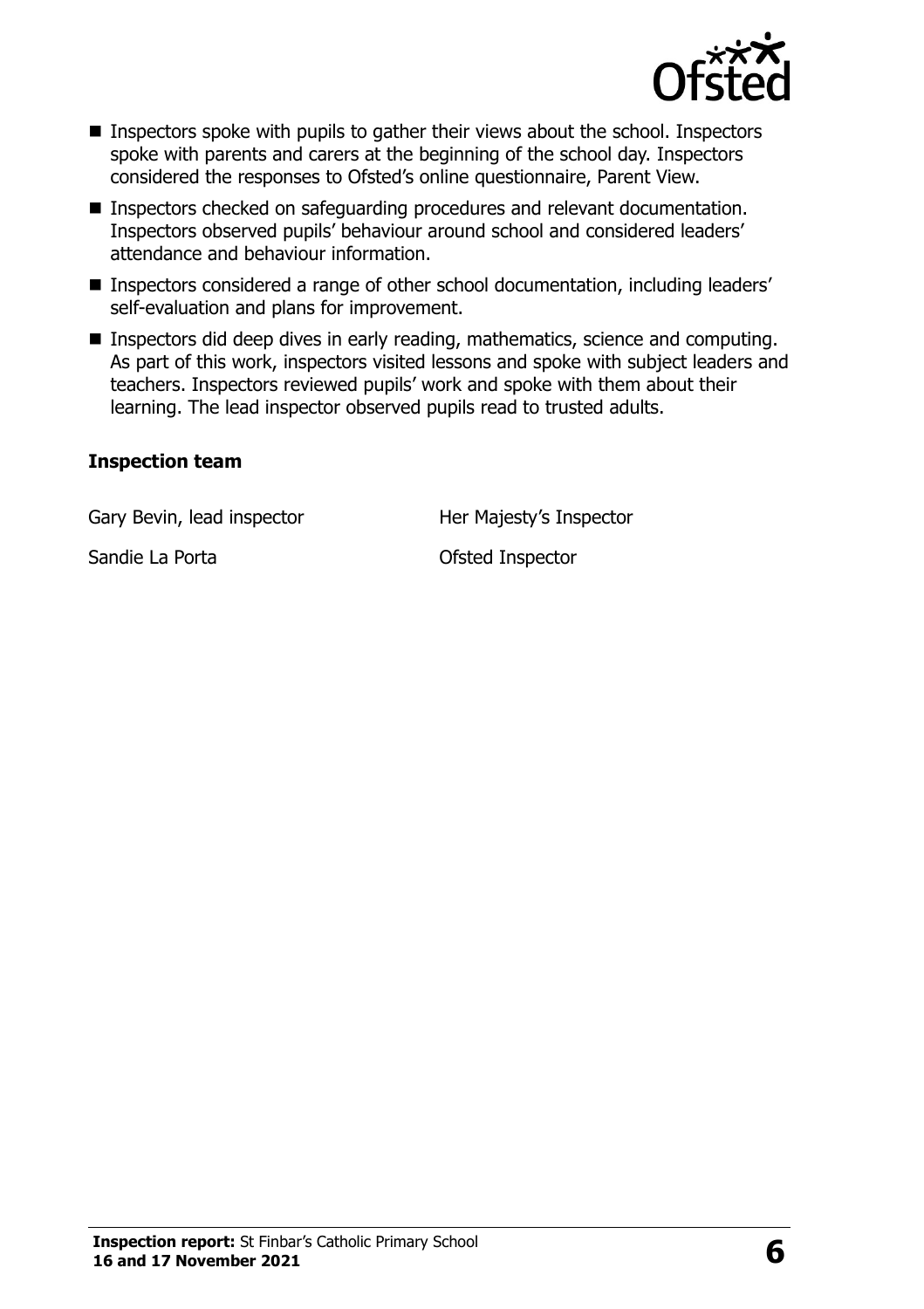- Inspectors spoke with pupils to gather their views about the school. Inspectors spoke with parents and carers at the beginning of the school day. Inspectors considered the responses to Ofsted's online questionnaire, Parent View.
- Inspectors checked on safeguarding procedures and relevant documentation. Inspectors observed pupils' behaviour around school and considered leaders' attendance and behaviour information.
- Inspectors considered a range of other school documentation, including leaders' self-evaluation and plans for improvement.
- Inspectors did deep dives in early reading, mathematics, science and computing. As part of this work, inspectors visited lessons and spoke with subject leaders and teachers. Inspectors reviewed pupils' work and spoke with them about their learning. The lead inspector observed pupils read to trusted adults.

**Inspection team**

| | |
|---|---|
| Gary Bevin, lead inspector | Her Majesty's Inspector |
| Sandie La Porta | Ofsted Inspector |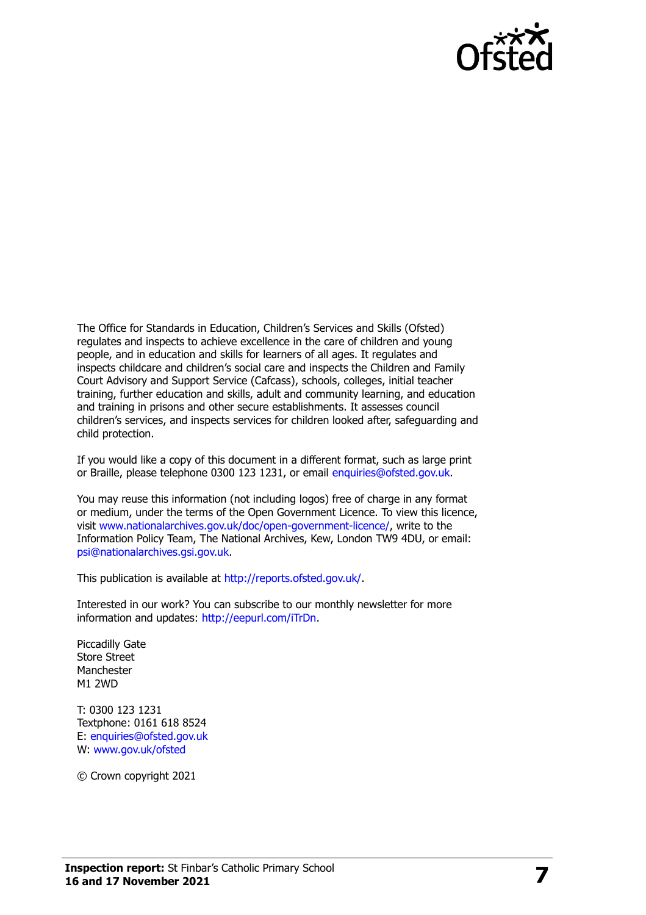The Office for Standards in Education, Children's Services and Skills (Ofsted) regulates and inspects to achieve excellence in the care of children and young people, and in education and skills for learners of all ages. It regulates and inspects childcare and children's social care and inspects the Children and Family Court Advisory and Support Service (Cafcass), schools, colleges, initial teacher training, further education and skills, adult and community learning, and education and training in prisons and other secure establishments. It assesses council children's services, and inspects services for children looked after, safeguarding and child protection.

If you would like a copy of this document in a different format, such as large print or Braille, please telephone 0300 123 1231, or email enquiries@ofsted.gov.uk.

You may reuse this information (not including logos) free of charge in any format or medium, under the terms of the Open Government Licence. To view this licence, visit www.nationalarchives.gov.uk/doc/open-government-licence/, write to the Information Policy Team, The National Archives, Kew, London TW9 4DU, or email: psi@nationalarchives.gsi.gov.uk.

This publication is available at http://reports.ofsted.gov.uk/.

Interested in our work? You can subscribe to our monthly newsletter for more information and updates: http://eepurl.com/iTrDn.

Piccadilly Gate
Store Street
Manchester
M1 2WD

T: 0300 123 1231
Textphone: 0161 618 8524
E: enquiries@ofsted.gov.uk
W: www.gov.uk/ofsted

© Crown copyright 2021